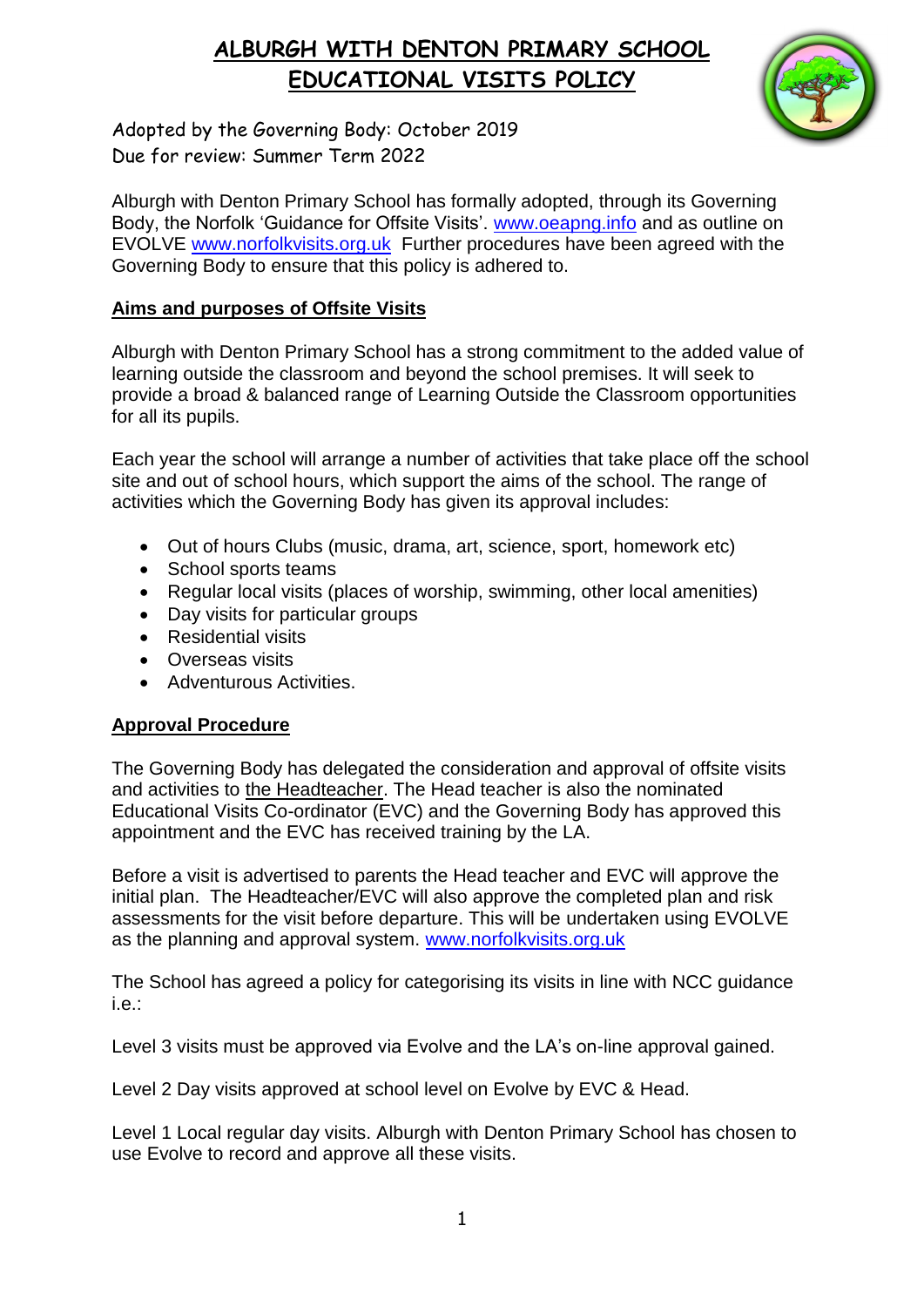# ALBURGH WITH DENTON PRIMARY SCHOOL
# EDUCATIONAL VISITS POLICY

Adopted by the Governing Body: October 2019
Due for review: Summer Term 2022

Alburgh with Denton Primary School has formally adopted, through its Governing Body, the Norfolk 'Guidance for Offsite Visits'. www.oeapng.info and as outline on EVOLVE www.norfolkvisits.org.uk Further procedures have been agreed with the Governing Body to ensure that this policy is adhered to.

## Aims and purposes of Offsite Visits

Alburgh with Denton Primary School has a strong commitment to the added value of learning outside the classroom and beyond the school premises. It will seek to provide a broad & balanced range of Learning Outside the Classroom opportunities for all its pupils.

Each year the school will arrange a number of activities that take place off the school site and out of school hours, which support the aims of the school. The range of activities which the Governing Body has given its approval includes:

- Out of hours Clubs (music, drama, art, science, sport, homework etc)
- School sports teams
- Regular local visits (places of worship, swimming, other local amenities)
- Day visits for particular groups
- Residential visits
- Overseas visits
- Adventurous Activities.

## Approval Procedure

The Governing Body has delegated the consideration and approval of offsite visits and activities to the Headteacher. The Head teacher is also the nominated Educational Visits Co-ordinator (EVC) and the Governing Body has approved this appointment and the EVC has received training by the LA.

Before a visit is advertised to parents the Head teacher and EVC will approve the initial plan. The Headteacher/EVC will also approve the completed plan and risk assessments for the visit before departure. This will be undertaken using EVOLVE as the planning and approval system. www.norfolkvisits.org.uk

The School has agreed a policy for categorising its visits in line with NCC guidance i.e.:

Level 3 visits must be approved via Evolve and the LA's on-line approval gained.

Level 2 Day visits approved at school level on Evolve by EVC & Head.

Level 1 Local regular day visits. Alburgh with Denton Primary School has chosen to use Evolve to record and approve all these visits.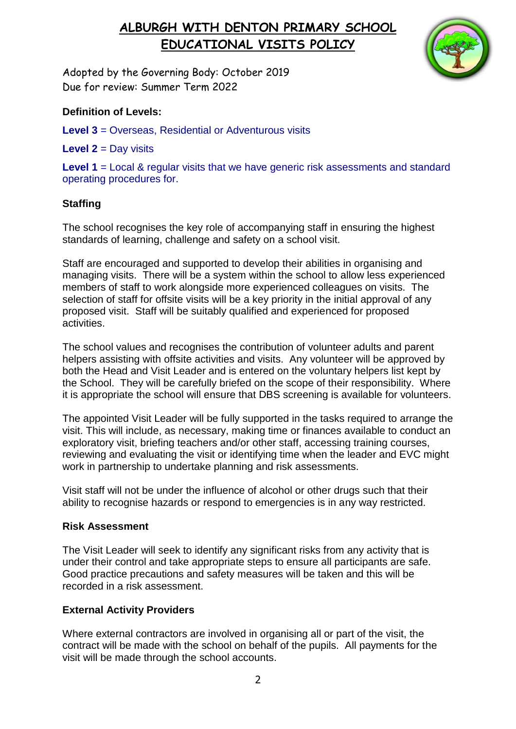# ALBURGH WITH DENTON PRIMARY SCHOOL
# EDUCATIONAL VISITS POLICY

Adopted by the Governing Body: October 2019
Due for review: Summer Term 2022

**Definition of Levels:**

**Level 3** = Overseas, Residential or Adventurous visits

**Level 2** = Day visits

**Level 1** = Local & regular visits that we have generic risk assessments and standard operating procedures for.

**Staffing**

The school recognises the key role of accompanying staff in ensuring the highest standards of learning, challenge and safety on a school visit.

Staff are encouraged and supported to develop their abilities in organising and managing visits. There will be a system within the school to allow less experienced members of staff to work alongside more experienced colleagues on visits. The selection of staff for offsite visits will be a key priority in the initial approval of any proposed visit. Staff will be suitably qualified and experienced for proposed activities.

The school values and recognises the contribution of volunteer adults and parent helpers assisting with offsite activities and visits. Any volunteer will be approved by both the Head and Visit Leader and is entered on the voluntary helpers list kept by the School. They will be carefully briefed on the scope of their responsibility. Where it is appropriate the school will ensure that DBS screening is available for volunteers.

The appointed Visit Leader will be fully supported in the tasks required to arrange the visit. This will include, as necessary, making time or finances available to conduct an exploratory visit, briefing teachers and/or other staff, accessing training courses, reviewing and evaluating the visit or identifying time when the leader and EVC might work in partnership to undertake planning and risk assessments.

Visit staff will not be under the influence of alcohol or other drugs such that their ability to recognise hazards or respond to emergencies is in any way restricted.

**Risk Assessment**

The Visit Leader will seek to identify any significant risks from any activity that is under their control and take appropriate steps to ensure all participants are safe. Good practice precautions and safety measures will be taken and this will be recorded in a risk assessment.

**External Activity Providers**

Where external contractors are involved in organising all or part of the visit, the contract will be made with the school on behalf of the pupils. All payments for the visit will be made through the school accounts.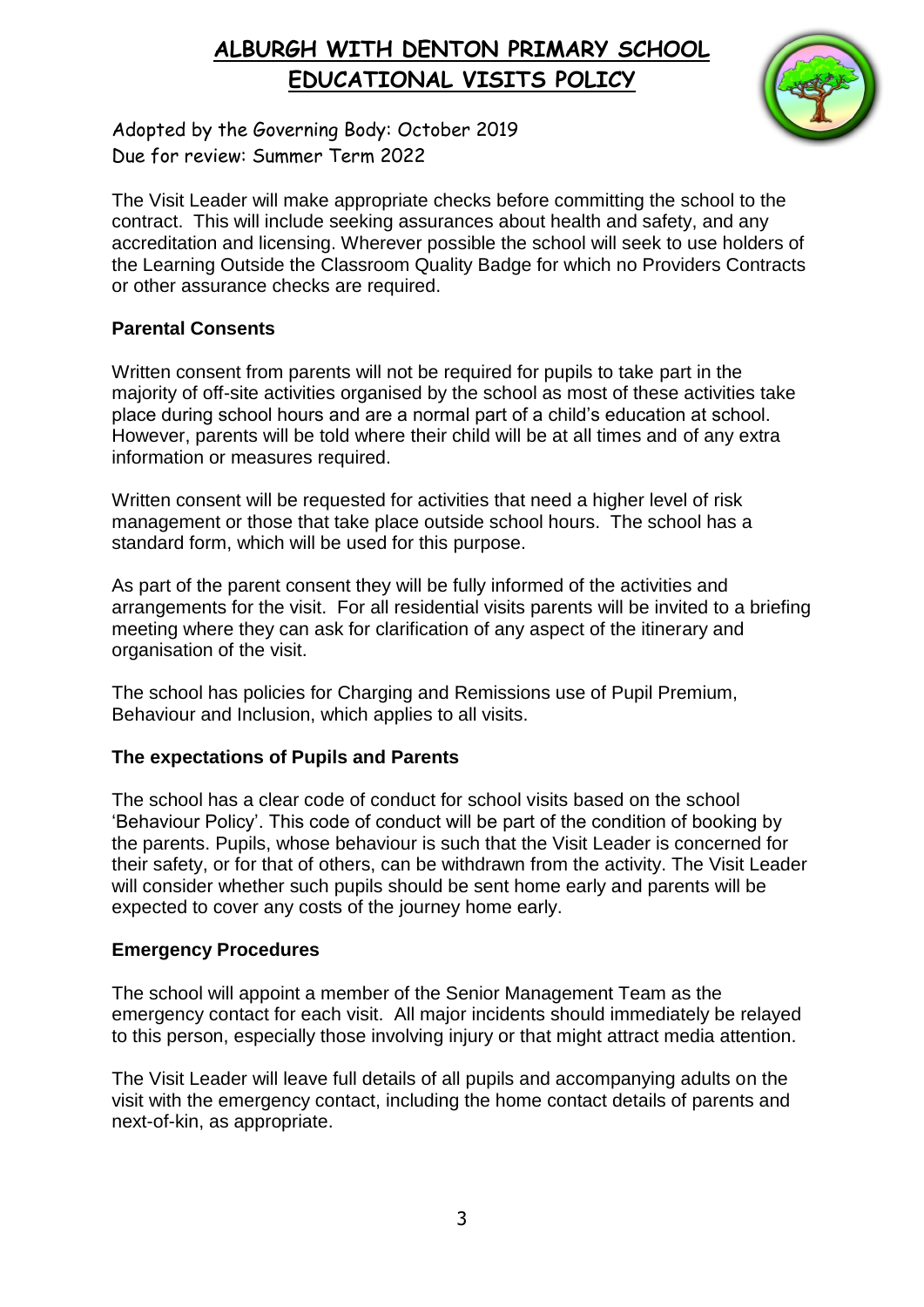The Visit Leader will make appropriate checks before committing the school to the contract. This will include seeking assurances about health and safety, and any accreditation and licensing. Wherever possible the school will seek to use holders of the Learning Outside the Classroom Quality Badge for which no Providers Contracts or other assurance checks are required.

**Parental Consents**

Written consent from parents will not be required for pupils to take part in the majority of off-site activities organised by the school as most of these activities take place during school hours and are a normal part of a child's education at school. However, parents will be told where their child will be at all times and of any extra information or measures required.

Written consent will be requested for activities that need a higher level of risk management or those that take place outside school hours. The school has a standard form, which will be used for this purpose.

As part of the parent consent they will be fully informed of the activities and arrangements for the visit. For all residential visits parents will be invited to a briefing meeting where they can ask for clarification of any aspect of the itinerary and organisation of the visit.

The school has policies for Charging and Remissions use of Pupil Premium, Behaviour and Inclusion, which applies to all visits.

**The expectations of Pupils and Parents**

The school has a clear code of conduct for school visits based on the school 'Behaviour Policy'. This code of conduct will be part of the condition of booking by the parents. Pupils, whose behaviour is such that the Visit Leader is concerned for their safety, or for that of others, can be withdrawn from the activity. The Visit Leader will consider whether such pupils should be sent home early and parents will be expected to cover any costs of the journey home early.

**Emergency Procedures**

The school will appoint a member of the Senior Management Team as the emergency contact for each visit. All major incidents should immediately be relayed to this person, especially those involving injury or that might attract media attention.

The Visit Leader will leave full details of all pupils and accompanying adults on the visit with the emergency contact, including the home contact details of parents and next-of-kin, as appropriate.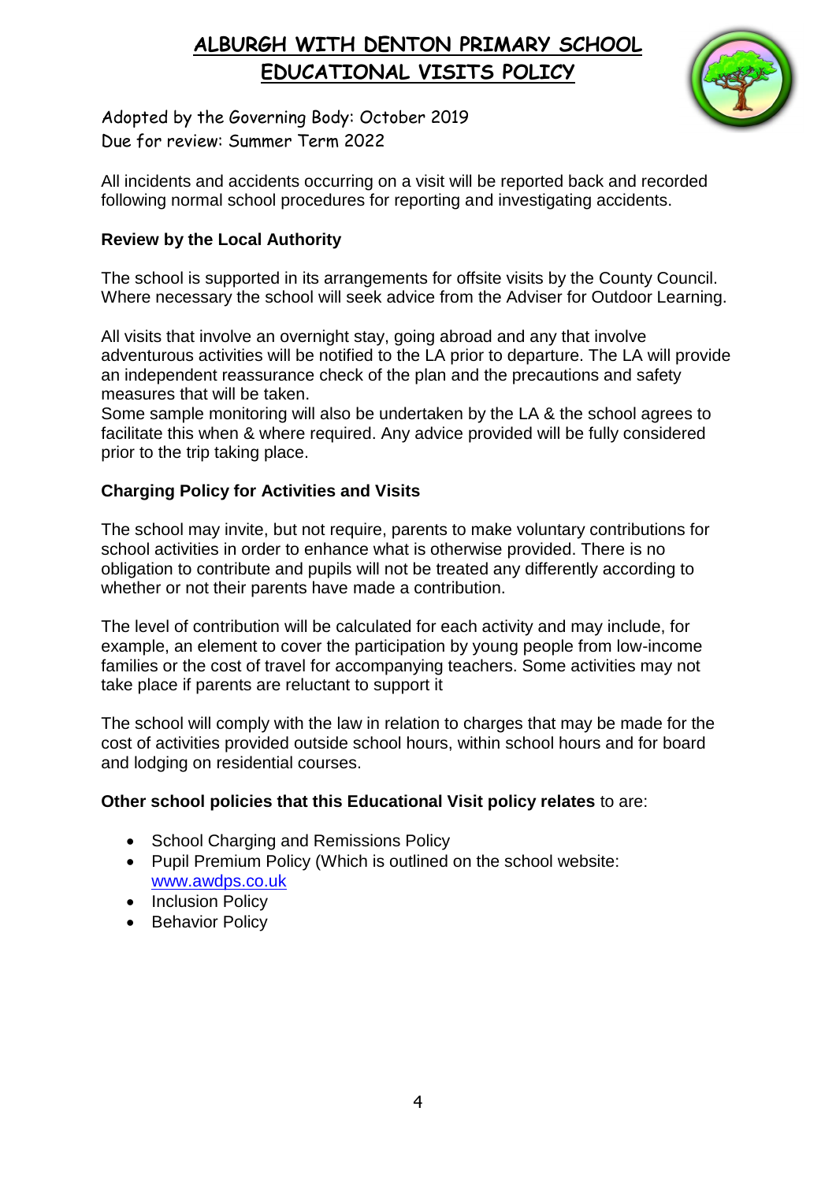# ALBURGH WITH DENTON PRIMARY SCHOOL
# EDUCATIONAL VISITS POLICY

Adopted by the Governing Body: October 2019
Due for review: Summer Term 2022

All incidents and accidents occurring on a visit will be reported back and recorded following normal school procedures for reporting and investigating accidents.

**Review by the Local Authority**

The school is supported in its arrangements for offsite visits by the County Council. Where necessary the school will seek advice from the Adviser for Outdoor Learning.

All visits that involve an overnight stay, going abroad and any that involve adventurous activities will be notified to the LA prior to departure. The LA will provide an independent reassurance check of the plan and the precautions and safety measures that will be taken.
Some sample monitoring will also be undertaken by the LA & the school agrees to facilitate this when & where required. Any advice provided will be fully considered prior to the trip taking place.

**Charging Policy for Activities and Visits**

The school may invite, but not require, parents to make voluntary contributions for school activities in order to enhance what is otherwise provided. There is no obligation to contribute and pupils will not be treated any differently according to whether or not their parents have made a contribution.

The level of contribution will be calculated for each activity and may include, for example, an element to cover the participation by young people from low-income families or the cost of travel for accompanying teachers. Some activities may not take place if parents are reluctant to support it

The school will comply with the law in relation to charges that may be made for the cost of activities provided outside school hours, within school hours and for board and lodging on residential courses.

**Other school policies that this Educational Visit policy relates** to are:

- School Charging and Remissions Policy
- Pupil Premium Policy (Which is outlined on the school website: www.awdps.co.uk
- Inclusion Policy
- Behavior Policy